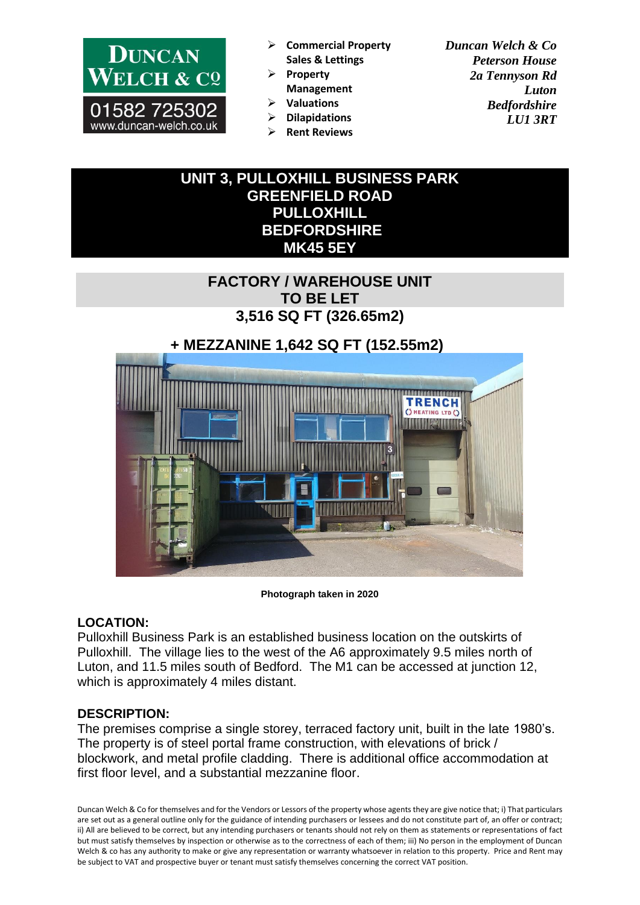**DUNCAN WELCH & CO**
01582 725302
www.duncan-welch.co.uk

- Commercial Property Sales & Lettings
- Property Management
- Valuations
- Dilapidations
- Rent Reviews

*Duncan Welch & Co*
*Peterson House*
*2a Tennyson Rd*
*Luton*
*Bedfordshire*
*LU1 3RT*

# UNIT 3, PULLOXHILL BUSINESS PARK
# GREENFIELD ROAD
# PULLOXHILL
# BEDFORDSHIRE
# MK45 5EY

## FACTORY / WAREHOUSE UNIT
## TO BE LET
## 3,516 SQ FT (326.65m2)

## + MEZZANINE 1,642 SQ FT (152.55m2)

**Photograph taken in 2020**

### LOCATION:

Pulloxhill Business Park is an established business location on the outskirts of Pulloxhill. The village lies to the west of the A6 approximately 9.5 miles north of Luton, and 11.5 miles south of Bedford. The M1 can be accessed at junction 12, which is approximately 4 miles distant.

### DESCRIPTION:

The premises comprise a single storey, terraced factory unit, built in the late 1980's. The property is of steel portal frame construction, with elevations of brick / blockwork, and metal profile cladding. There is additional office accommodation at first floor level, and a substantial mezzanine floor.

Duncan Welch & Co for themselves and for the Vendors or Lessors of the property whose agents they are give notice that; i) That particulars are set out as a general outline only for the guidance of intending purchasers or lessees and do not constitute part of, an offer or contract; ii) All are believed to be correct, but any intending purchasers or tenants should not rely on them as statements or representations of fact but must satisfy themselves by inspection or otherwise as to the correctness of each of them; iii) No person in the employment of Duncan Welch & co has any authority to make or give any representation or warranty whatsoever in relation to this property. Price and Rent may be subject to VAT and prospective buyer or tenant must satisfy themselves concerning the correct VAT position.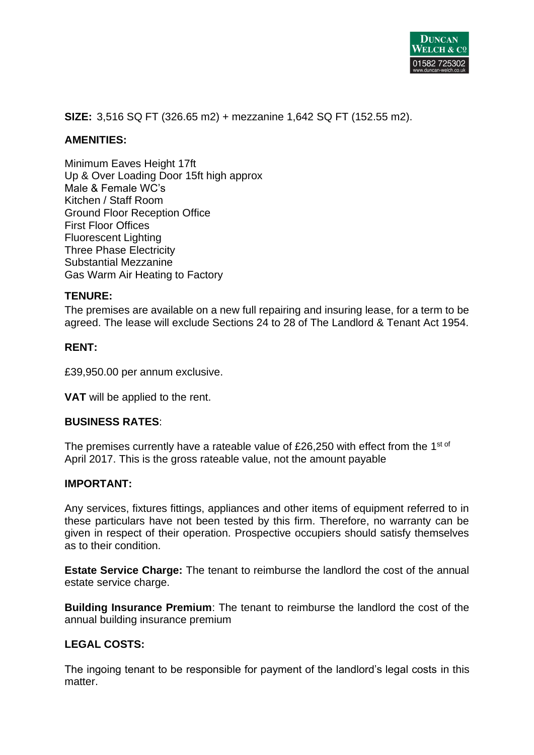**SIZE:** 3,516 SQ FT (326.65 m2) + mezzanine 1,642 SQ FT (152.55 m2).

**AMENITIES:**

Minimum Eaves Height 17ft
Up & Over Loading Door 15ft high approx
Male & Female WC's
Kitchen / Staff Room
Ground Floor Reception Office
First Floor Offices
Fluorescent Lighting
Three Phase Electricity
Substantial Mezzanine
Gas Warm Air Heating to Factory

**TENURE:**
The premises are available on a new full repairing and insuring lease, for a term to be agreed. The lease will exclude Sections 24 to 28 of The Landlord & Tenant Act 1954.

**RENT:**

£39,950.00 per annum exclusive.

**VAT** will be applied to the rent.

**BUSINESS RATES**:

The premises currently have a rateable value of £26,250 with effect from the 1st of April 2017. This is the gross rateable value, not the amount payable

**IMPORTANT:**

Any services, fixtures fittings, appliances and other items of equipment referred to in these particulars have not been tested by this firm. Therefore, no warranty can be given in respect of their operation. Prospective occupiers should satisfy themselves as to their condition.

**Estate Service Charge:** The tenant to reimburse the landlord the cost of the annual estate service charge.

**Building Insurance Premium**: The tenant to reimburse the landlord the cost of the annual building insurance premium

**LEGAL COSTS:**

The ingoing tenant to be responsible for payment of the landlord's legal costs in this matter.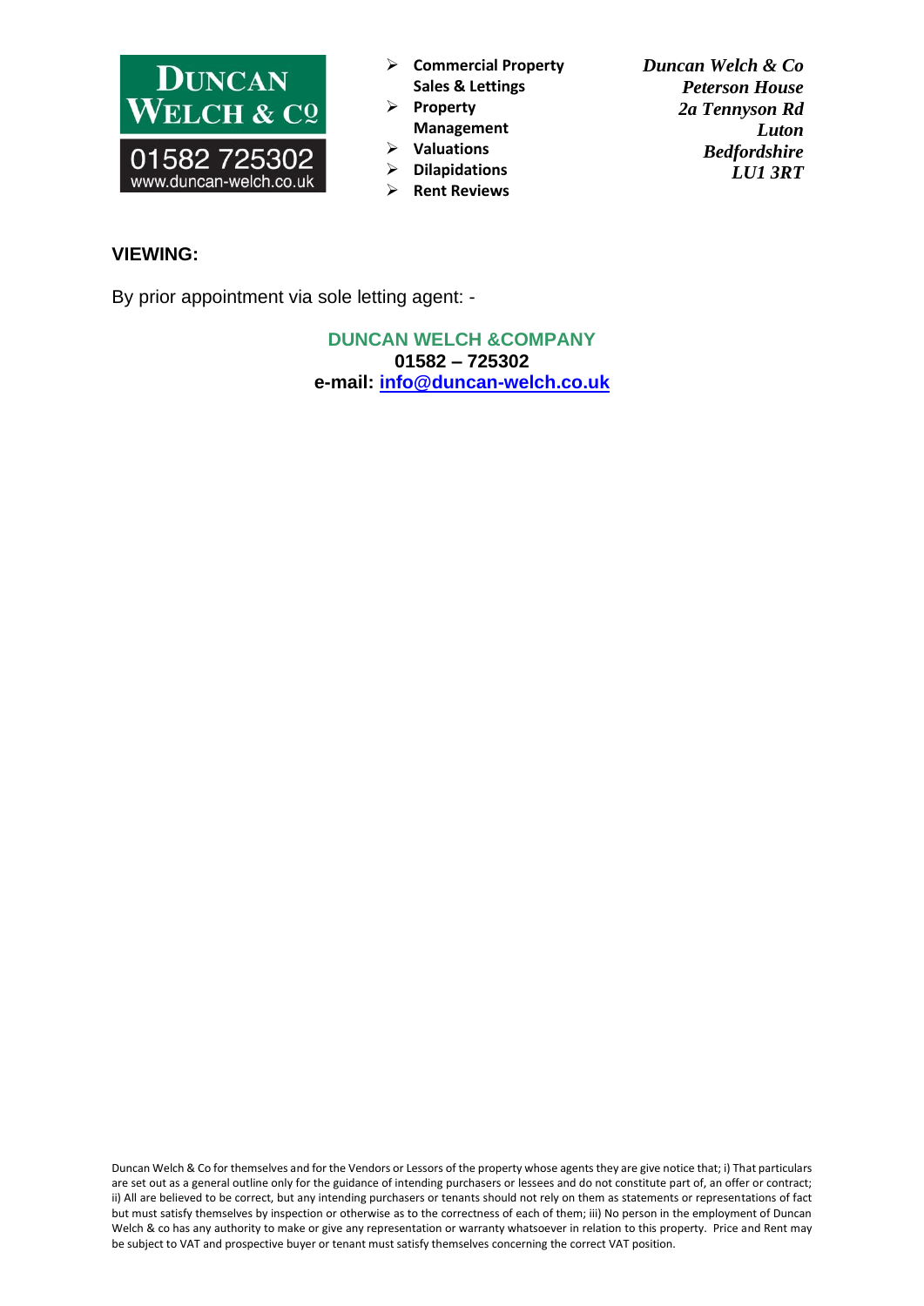**DUNCAN WELCH & CO**
**01582 725302**
**www.duncan-welch.co.uk**

- **Commercial Property Sales & Lettings**
- **Property Management**
- **Valuations**
- **Dilapidations**
- **Rent Reviews**

***Duncan Welch & Co***
***Peterson House***
***2a Tennyson Rd***
***Luton***
***Bedfordshire***
***LU1 3RT***

**VIEWING:**

By prior appointment via sole letting agent: -

**DUNCAN WELCH &COMPANY**
**01582 – 725302**
**e-mail: info@duncan-welch.co.uk**

Duncan Welch & Co for themselves and for the Vendors or Lessors of the property whose agents they are give notice that; i) That particulars are set out as a general outline only for the guidance of intending purchasers or lessees and do not constitute part of, an offer or contract; ii) All are believed to be correct, but any intending purchasers or tenants should not rely on them as statements or representations of fact but must satisfy themselves by inspection or otherwise as to the correctness of each of them; iii) No person in the employment of Duncan Welch & co has any authority to make or give any representation or warranty whatsoever in relation to this property. Price and Rent may be subject to VAT and prospective buyer or tenant must satisfy themselves concerning the correct VAT position.